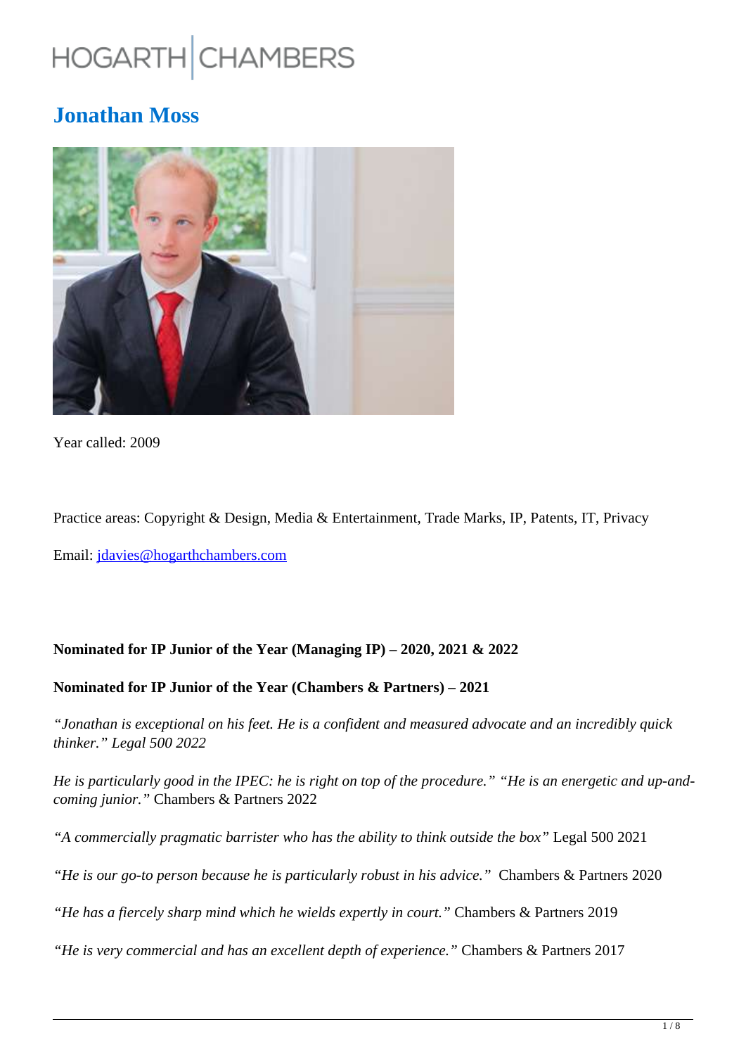HOGARTH CHAMBERS

# Jonathan Moss

Year called: 2009

Practice areas: Copyright & Design, Media & Entertainment, Trade Marks, IP, Patents, IT, Privacy

Email: [jdavies@hogarthchambers.com](mailto:jdavies@hogarthchambers.com)

**Nominated for IP Junior of the Year (Managing IP) – 2020, 2021 & 2022**

**Nominated for IP Junior of the Year (Chambers & Partners) – 2021**

*"Jonathan is exceptional on his feet. He is a confident and measured advocate and an incredibly quick thinker." Legal 500 2022*

*He is particularly good in the IPEC: he is right on top of the procedure." "He is an energetic and up-and-coming junior."* Chambers & Partners 2022

*"A commercially pragmatic barrister who has the ability to think outside the box"* Legal 500 2021

*"He is our go-to person because he is particularly robust in his advice."* Chambers & Partners 2020

*"He has a fiercely sharp mind which he wields expertly in court."* Chambers & Partners 2019

*"He is very commercial and has an excellent depth of experience."* Chambers & Partners 2017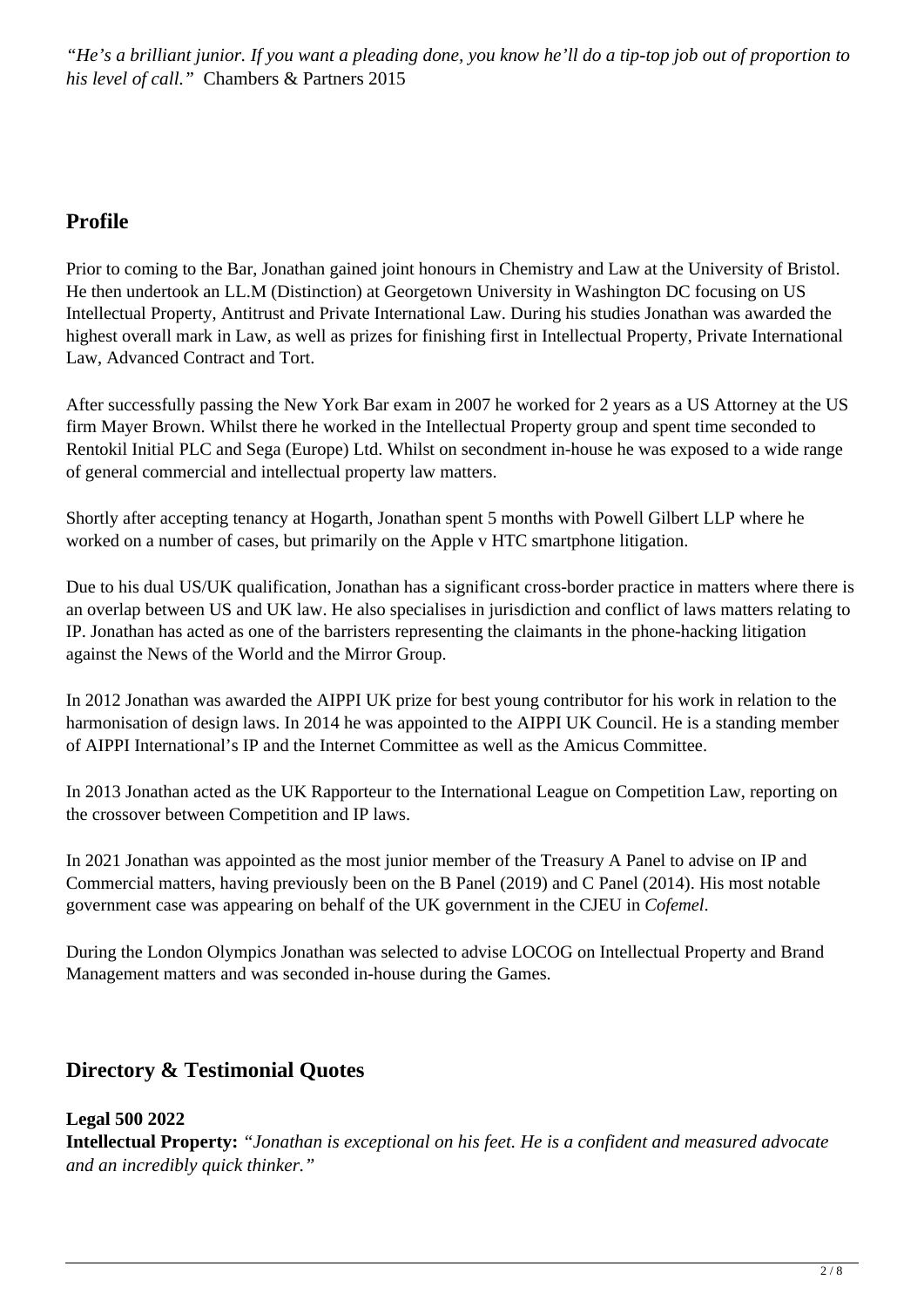*"He's a brilliant junior. If you want a pleading done, you know he'll do a tip-top job out of proportion to his level of call."* Chambers & Partners 2015

## Profile

Prior to coming to the Bar, Jonathan gained joint honours in Chemistry and Law at the University of Bristol. He then undertook an LL.M (Distinction) at Georgetown University in Washington DC focusing on US Intellectual Property, Antitrust and Private International Law. During his studies Jonathan was awarded the highest overall mark in Law, as well as prizes for finishing first in Intellectual Property, Private International Law, Advanced Contract and Tort.

After successfully passing the New York Bar exam in 2007 he worked for 2 years as a US Attorney at the US firm Mayer Brown. Whilst there he worked in the Intellectual Property group and spent time seconded to Rentokil Initial PLC and Sega (Europe) Ltd. Whilst on secondment in-house he was exposed to a wide range of general commercial and intellectual property law matters.

Shortly after accepting tenancy at Hogarth, Jonathan spent 5 months with Powell Gilbert LLP where he worked on a number of cases, but primarily on the Apple v HTC smartphone litigation.

Due to his dual US/UK qualification, Jonathan has a significant cross-border practice in matters where there is an overlap between US and UK law. He also specialises in jurisdiction and conflict of laws matters relating to IP. Jonathan has acted as one of the barristers representing the claimants in the phone-hacking litigation against the News of the World and the Mirror Group.

In 2012 Jonathan was awarded the AIPPI UK prize for best young contributor for his work in relation to the harmonisation of design laws. In 2014 he was appointed to the AIPPI UK Council. He is a standing member of AIPPI International's IP and the Internet Committee as well as the Amicus Committee.

In 2013 Jonathan acted as the UK Rapporteur to the International League on Competition Law, reporting on the crossover between Competition and IP laws.

In 2021 Jonathan was appointed as the most junior member of the Treasury A Panel to advise on IP and Commercial matters, having previously been on the B Panel (2019) and C Panel (2014). His most notable government case was appearing on behalf of the UK government in the CJEU in *Cofemel*.

During the London Olympics Jonathan was selected to advise LOCOG on Intellectual Property and Brand Management matters and was seconded in-house during the Games.

## Directory & Testimonial Quotes

**Legal 500 2022**
**Intellectual Property:** *"Jonathan is exceptional on his feet. He is a confident and measured advocate and an incredibly quick thinker."*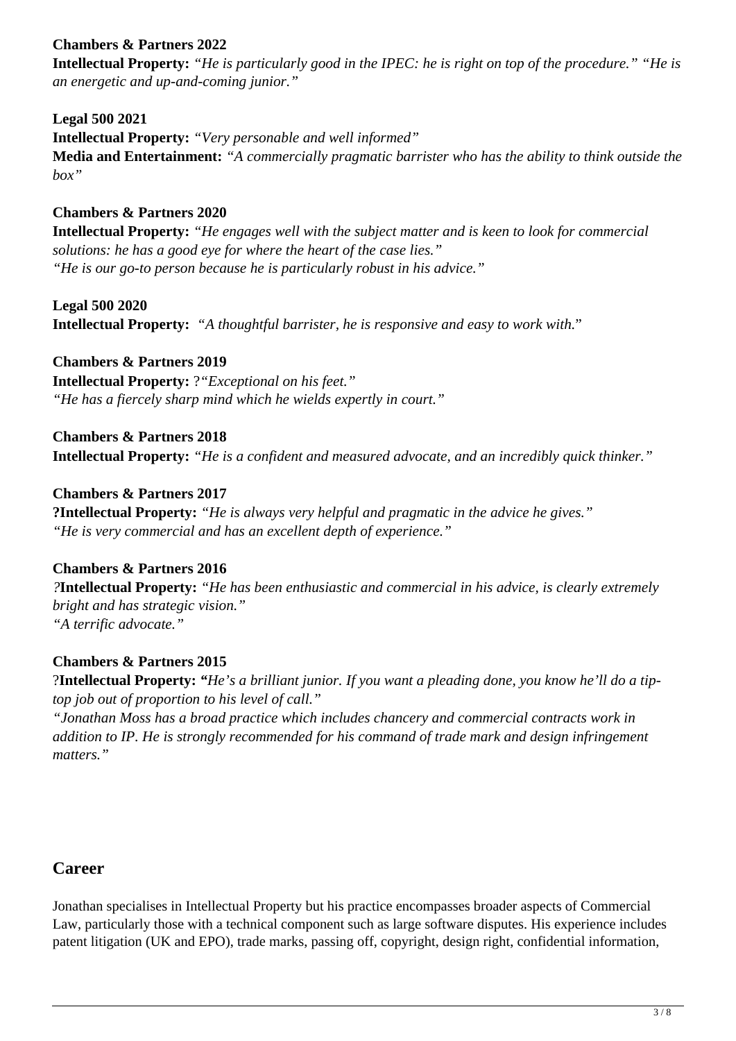**Chambers & Partners 2022**
**Intellectual Property:** *"He is particularly good in the IPEC: he is right on top of the procedure." "He is an energetic and up-and-coming junior."*

**Legal 500 2021**
**Intellectual Property:** *"Very personable and well informed"*
**Media and Entertainment:** *"A commercially pragmatic barrister who has the ability to think outside the box"*

**Chambers & Partners 2020**
**Intellectual Property:** *"He engages well with the subject matter and is keen to look for commercial solutions: he has a good eye for where the heart of the case lies."*
*"He is our go-to person because he is particularly robust in his advice."*

**Legal 500 2020**
**Intellectual Property:** *"A thoughtful barrister, he is responsive and easy to work with."*

**Chambers & Partners 2019**
**Intellectual Property:** ?*"Exceptional on his feet."*
*"He has a fiercely sharp mind which he wields expertly in court."*

**Chambers & Partners 2018**
**Intellectual Property:** *"He is a confident and measured advocate, and an incredibly quick thinker."*

**Chambers & Partners 2017**
**?Intellectual Property:** *"He is always very helpful and pragmatic in the advice he gives."*
*"He is very commercial and has an excellent depth of experience."*

**Chambers & Partners 2016**
*?***Intellectual Property:** *"He has been enthusiastic and commercial in his advice, is clearly extremely bright and has strategic vision."*
*"A terrific advocate."*

**Chambers & Partners 2015**
?**Intellectual Property: "***He's a brilliant junior. If you want a pleading done, you know he'll do a tip-top job out of proportion to his level of call."*
*"Jonathan Moss has a broad practice which includes chancery and commercial contracts work in addition to IP. He is strongly recommended for his command of trade mark and design infringement matters."*

## Career

Jonathan specialises in Intellectual Property but his practice encompasses broader aspects of Commercial Law, particularly those with a technical component such as large software disputes. His experience includes patent litigation (UK and EPO), trade marks, passing off, copyright, design right, confidential information,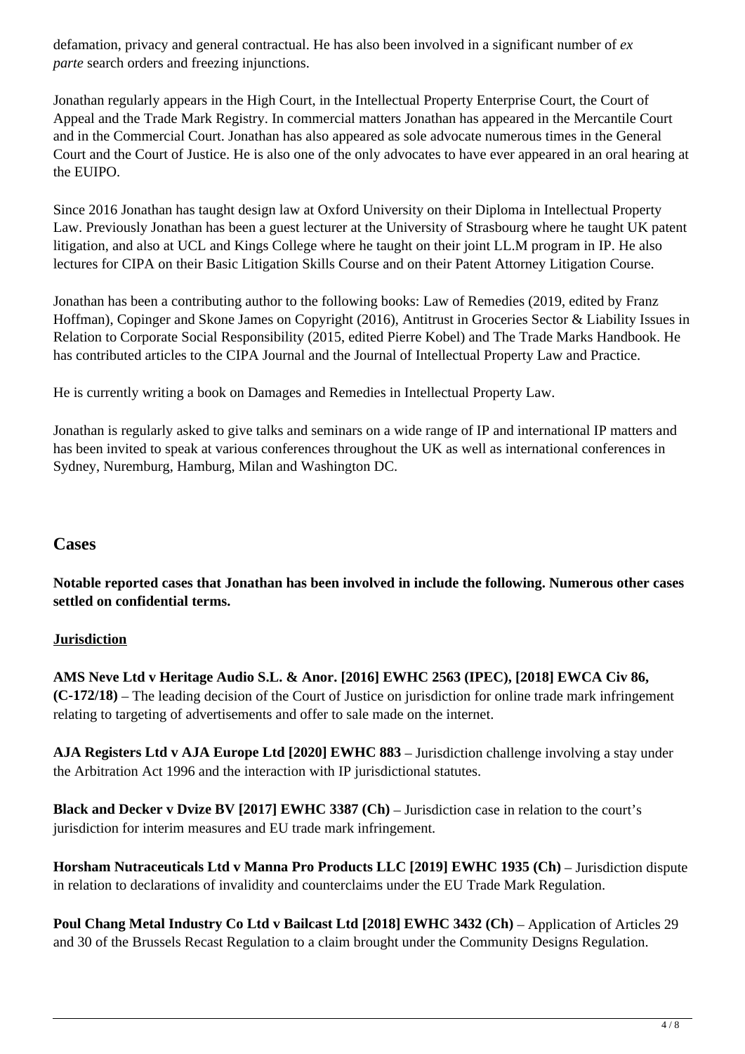defamation, privacy and general contractual. He has also been involved in a significant number of *ex parte* search orders and freezing injunctions.

Jonathan regularly appears in the High Court, in the Intellectual Property Enterprise Court, the Court of Appeal and the Trade Mark Registry. In commercial matters Jonathan has appeared in the Mercantile Court and in the Commercial Court. Jonathan has also appeared as sole advocate numerous times in the General Court and the Court of Justice. He is also one of the only advocates to have ever appeared in an oral hearing at the EUIPO.

Since 2016 Jonathan has taught design law at Oxford University on their Diploma in Intellectual Property Law. Previously Jonathan has been a guest lecturer at the University of Strasbourg where he taught UK patent litigation, and also at UCL and Kings College where he taught on their joint LL.M program in IP. He also lectures for CIPA on their Basic Litigation Skills Course and on their Patent Attorney Litigation Course.

Jonathan has been a contributing author to the following books: Law of Remedies (2019, edited by Franz Hoffman), Copinger and Skone James on Copyright (2016), Antitrust in Groceries Sector & Liability Issues in Relation to Corporate Social Responsibility (2015, edited Pierre Kobel) and The Trade Marks Handbook. He has contributed articles to the CIPA Journal and the Journal of Intellectual Property Law and Practice.

He is currently writing a book on Damages and Remedies in Intellectual Property Law.

Jonathan is regularly asked to give talks and seminars on a wide range of IP and international IP matters and has been invited to speak at various conferences throughout the UK as well as international conferences in Sydney, Nuremburg, Hamburg, Milan and Washington DC.

## Cases

**Notable reported cases that Jonathan has been involved in include the following. Numerous other cases settled on confidential terms.**

**Jurisdiction**

**AMS Neve Ltd v Heritage Audio S.L. & Anor. [2016] EWHC 2563 (IPEC), [2018] EWCA Civ 86, (C-172/18)** – The leading decision of the Court of Justice on jurisdiction for online trade mark infringement relating to targeting of advertisements and offer to sale made on the internet.

**AJA Registers Ltd v AJA Europe Ltd [2020] EWHC 883** – Jurisdiction challenge involving a stay under the Arbitration Act 1996 and the interaction with IP jurisdictional statutes.

**Black and Decker v Dvize BV [2017] EWHC 3387 (Ch)** – Jurisdiction case in relation to the court's jurisdiction for interim measures and EU trade mark infringement.

**Horsham Nutraceuticals Ltd v Manna Pro Products LLC [2019] EWHC 1935 (Ch)** – Jurisdiction dispute in relation to declarations of invalidity and counterclaims under the EU Trade Mark Regulation.

**Poul Chang Metal Industry Co Ltd v Bailcast Ltd [2018] EWHC 3432 (Ch)** – Application of Articles 29 and 30 of the Brussels Recast Regulation to a claim brought under the Community Designs Regulation.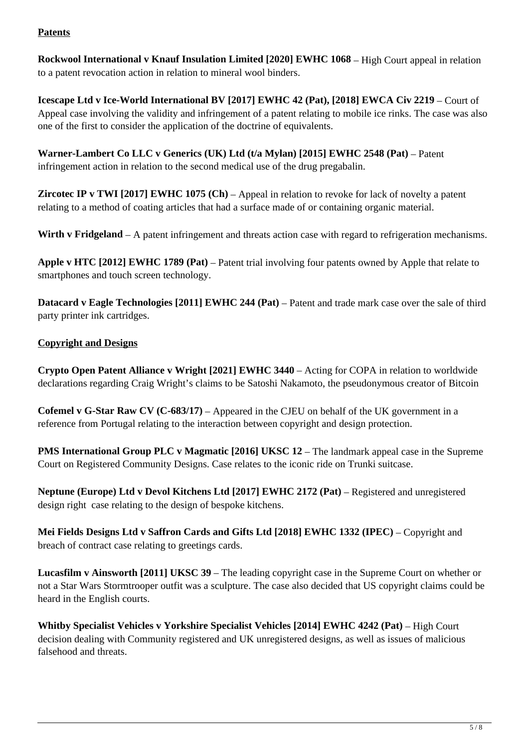**Patents**

**Rockwool International v Knauf Insulation Limited [2020] EWHC 1068** – High Court appeal in relation to a patent revocation action in relation to mineral wool binders.

**Icescape Ltd v Ice-World International BV [2017] EWHC 42 (Pat), [2018] EWCA Civ 2219** – Court of Appeal case involving the validity and infringement of a patent relating to mobile ice rinks. The case was also one of the first to consider the application of the doctrine of equivalents.

**Warner-Lambert Co LLC v Generics (UK) Ltd (t/a Mylan) [2015] EWHC 2548 (Pat)** – Patent infringement action in relation to the second medical use of the drug pregabalin.

**Zircotec IP v TWI [2017] EWHC 1075 (Ch)** – Appeal in relation to revoke for lack of novelty a patent relating to a method of coating articles that had a surface made of or containing organic material.

**Wirth v Fridgeland** – A patent infringement and threats action case with regard to refrigeration mechanisms.

**Apple v HTC [2012] EWHC 1789 (Pat)** – Patent trial involving four patents owned by Apple that relate to smartphones and touch screen technology.

**Datacard v Eagle Technologies [2011] EWHC 244 (Pat)** – Patent and trade mark case over the sale of third party printer ink cartridges.

**Copyright and Designs**

**Crypto Open Patent Alliance v Wright [2021] EWHC 3440** – Acting for COPA in relation to worldwide declarations regarding Craig Wright's claims to be Satoshi Nakamoto, the pseudonymous creator of Bitcoin

**Cofemel v G-Star Raw CV (C-683/17)** – Appeared in the CJEU on behalf of the UK government in a reference from Portugal relating to the interaction between copyright and design protection.

**PMS International Group PLC v Magmatic [2016] UKSC 12** – The landmark appeal case in the Supreme Court on Registered Community Designs. Case relates to the iconic ride on Trunki suitcase.

**Neptune (Europe) Ltd v Devol Kitchens Ltd [2017] EWHC 2172 (Pat)** – Registered and unregistered design right case relating to the design of bespoke kitchens.

**Mei Fields Designs Ltd v Saffron Cards and Gifts Ltd [2018] EWHC 1332 (IPEC)** – Copyright and breach of contract case relating to greetings cards.

**Lucasfilm v Ainsworth [2011] UKSC 39** – The leading copyright case in the Supreme Court on whether or not a Star Wars Stormtrooper outfit was a sculpture. The case also decided that US copyright claims could be heard in the English courts.

**Whitby Specialist Vehicles v Yorkshire Specialist Vehicles [2014] EWHC 4242 (Pat)** – High Court decision dealing with Community registered and UK unregistered designs, as well as issues of malicious falsehood and threats.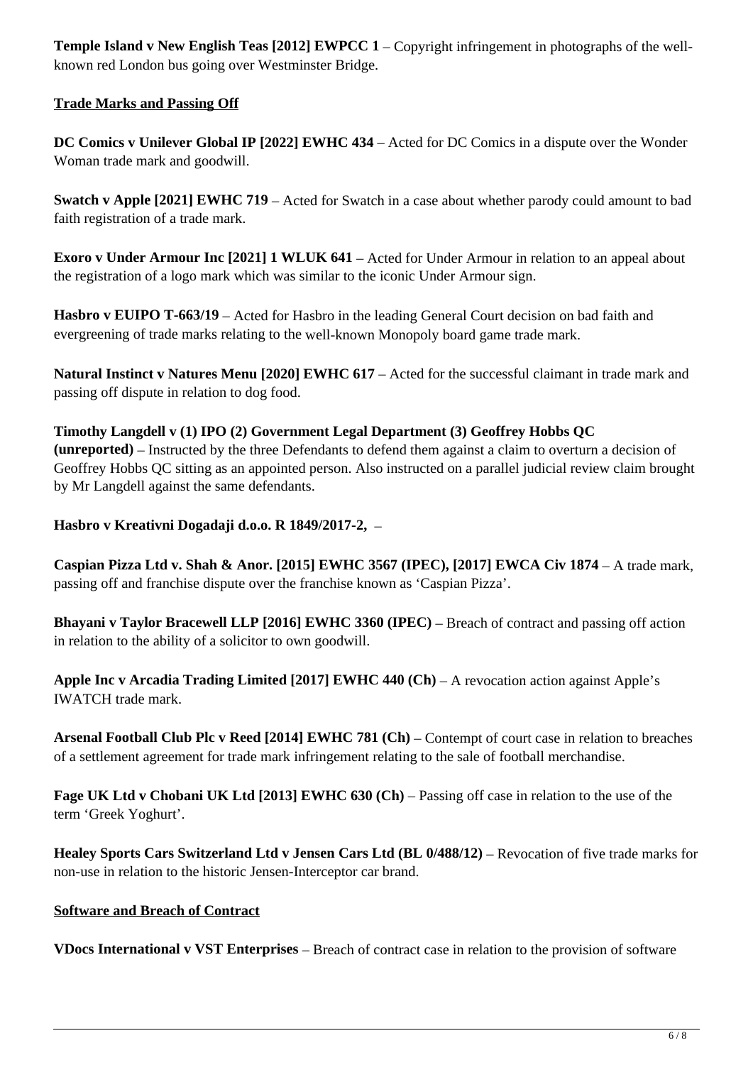**Temple Island v New English Teas [2012] EWPCC 1** – Copyright infringement in photographs of the well-known red London bus going over Westminster Bridge.

**Trade Marks and Passing Off**

**DC Comics v Unilever Global IP [2022] EWHC 434** – Acted for DC Comics in a dispute over the Wonder Woman trade mark and goodwill.

**Swatch v Apple [2021] EWHC 719** – Acted for Swatch in a case about whether parody could amount to bad faith registration of a trade mark.

**Exoro v Under Armour Inc [2021] 1 WLUK 641** – Acted for Under Armour in relation to an appeal about the registration of a logo mark which was similar to the iconic Under Armour sign.

**Hasbro v EUIPO T-663/19** – Acted for Hasbro in the leading General Court decision on bad faith and evergreening of trade marks relating to the well-known Monopoly board game trade mark.

**Natural Instinct v Natures Menu [2020] EWHC 617** – Acted for the successful claimant in trade mark and passing off dispute in relation to dog food.

**Timothy Langdell v (1) IPO (2) Government Legal Department (3) Geoffrey Hobbs QC (unreported)** – Instructed by the three Defendants to defend them against a claim to overturn a decision of Geoffrey Hobbs QC sitting as an appointed person. Also instructed on a parallel judicial review claim brought by Mr Langdell against the same defendants.

**Hasbro v Kreativni Dogadaji d.o.o. R 1849/2017-2,** –

**Caspian Pizza Ltd v. Shah & Anor. [2015] EWHC 3567 (IPEC), [2017] EWCA Civ 1874** – A trade mark, passing off and franchise dispute over the franchise known as 'Caspian Pizza'.

**Bhayani v Taylor Bracewell LLP [2016] EWHC 3360 (IPEC)** – Breach of contract and passing off action in relation to the ability of a solicitor to own goodwill.

**Apple Inc v Arcadia Trading Limited [2017] EWHC 440 (Ch)** – A revocation action against Apple's IWATCH trade mark.

**Arsenal Football Club Plc v Reed [2014] EWHC 781 (Ch)** – Contempt of court case in relation to breaches of a settlement agreement for trade mark infringement relating to the sale of football merchandise.

**Fage UK Ltd v Chobani UK Ltd [2013] EWHC 630 (Ch)** – Passing off case in relation to the use of the term 'Greek Yoghurt'.

**Healey Sports Cars Switzerland Ltd v Jensen Cars Ltd (BL 0/488/12)** – Revocation of five trade marks for non-use in relation to the historic Jensen-Interceptor car brand.

**Software and Breach of Contract**

**VDocs International v VST Enterprises** – Breach of contract case in relation to the provision of software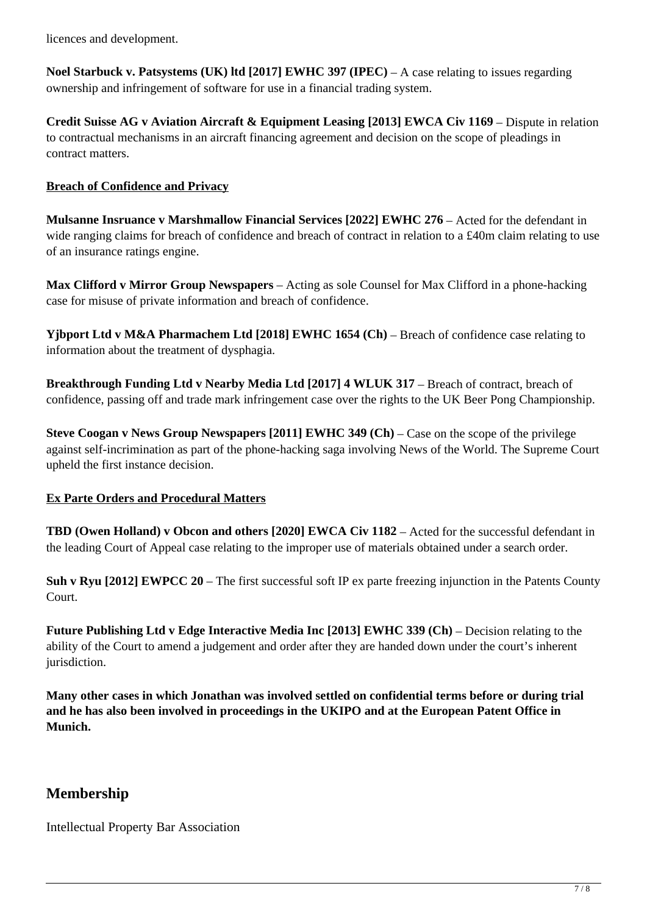licences and development.

**Noel Starbuck v. Patsystems (UK) ltd [2017] EWHC 397 (IPEC)** – A case relating to issues regarding ownership and infringement of software for use in a financial trading system.

**Credit Suisse AG v Aviation Aircraft & Equipment Leasing [2013] EWCA Civ 1169** – Dispute in relation to contractual mechanisms in an aircraft financing agreement and decision on the scope of pleadings in contract matters.

**Breach of Confidence and Privacy**

**Mulsanne Insruance v Marshmallow Financial Services [2022] EWHC 276** – Acted for the defendant in wide ranging claims for breach of confidence and breach of contract in relation to a £40m claim relating to use of an insurance ratings engine.

**Max Clifford v Mirror Group Newspapers** – Acting as sole Counsel for Max Clifford in a phone-hacking case for misuse of private information and breach of confidence.

**Yjbport Ltd v M&A Pharmachem Ltd [2018] EWHC 1654 (Ch)** – Breach of confidence case relating to information about the treatment of dysphagia.

**Breakthrough Funding Ltd v Nearby Media Ltd [2017] 4 WLUK 317** – Breach of contract, breach of confidence, passing off and trade mark infringement case over the rights to the UK Beer Pong Championship.

**Steve Coogan v News Group Newspapers [2011] EWHC 349 (Ch)** – Case on the scope of the privilege against self-incrimination as part of the phone-hacking saga involving News of the World. The Supreme Court upheld the first instance decision.

**Ex Parte Orders and Procedural Matters**

**TBD (Owen Holland) v Obcon and others [2020] EWCA Civ 1182** – Acted for the successful defendant in the leading Court of Appeal case relating to the improper use of materials obtained under a search order.

**Suh v Ryu [2012] EWPCC 20** – The first successful soft IP ex parte freezing injunction in the Patents County Court.

**Future Publishing Ltd v Edge Interactive Media Inc [2013] EWHC 339 (Ch)** – Decision relating to the ability of the Court to amend a judgement and order after they are handed down under the court's inherent jurisdiction.

**Many other cases in which Jonathan was involved settled on confidential terms before or during trial and he has also been involved in proceedings in the UKIPO and at the European Patent Office in Munich.**

## Membership

Intellectual Property Bar Association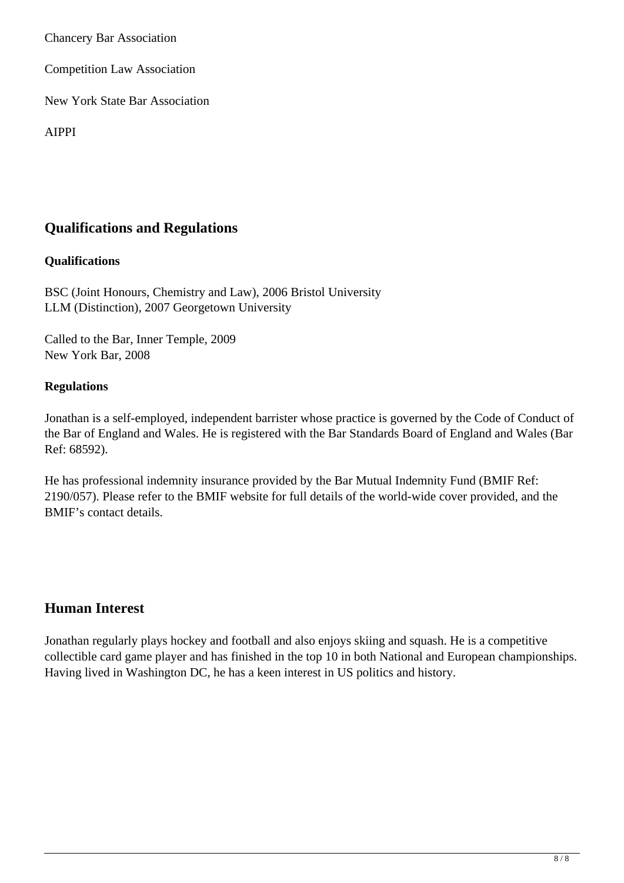Chancery Bar Association

Competition Law Association

New York State Bar Association

AIPPI

## Qualifications and Regulations

### Qualifications

BSC (Joint Honours, Chemistry and Law), 2006 Bristol University
LLM (Distinction), 2007 Georgetown University

Called to the Bar, Inner Temple, 2009
New York Bar, 2008

### Regulations

Jonathan is a self-employed, independent barrister whose practice is governed by the Code of Conduct of the Bar of England and Wales. He is registered with the Bar Standards Board of England and Wales (Bar Ref: 68592).

He has professional indemnity insurance provided by the Bar Mutual Indemnity Fund (BMIF Ref: 2190/057). Please refer to the BMIF website for full details of the world-wide cover provided, and the BMIF's contact details.

## Human Interest

Jonathan regularly plays hockey and football and also enjoys skiing and squash. He is a competitive collectible card game player and has finished in the top 10 in both National and European championships. Having lived in Washington DC, he has a keen interest in US politics and history.